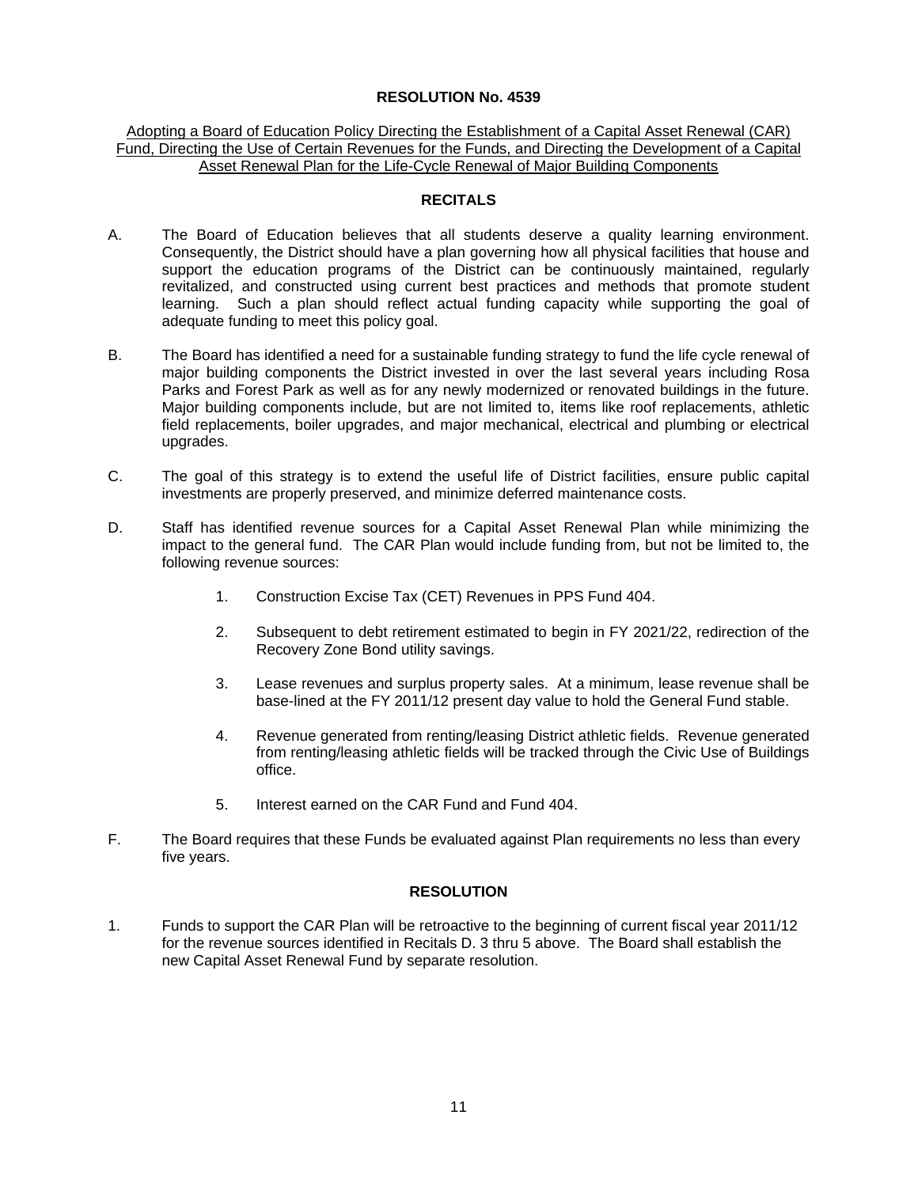# RESOLUTION No. 4539

Adopting a Board of Education Policy Directing the Establishment of a Capital Asset Renewal (CAR) Fund, Directing the Use of Certain Revenues for the Funds, and Directing the Development of a Capital Asset Renewal Plan for the Life-Cycle Renewal of Major Building Components

## RECITALS

A. The Board of Education believes that all students deserve a quality learning environment. Consequently, the District should have a plan governing how all physical facilities that house and support the education programs of the District can be continuously maintained, regularly revitalized, and constructed using current best practices and methods that promote student learning. Such a plan should reflect actual funding capacity while supporting the goal of adequate funding to meet this policy goal.

B. The Board has identified a need for a sustainable funding strategy to fund the life cycle renewal of major building components the District invested in over the last several years including Rosa Parks and Forest Park as well as for any newly modernized or renovated buildings in the future. Major building components include, but are not limited to, items like roof replacements, athletic field replacements, boiler upgrades, and major mechanical, electrical and plumbing or electrical upgrades.

C. The goal of this strategy is to extend the useful life of District facilities, ensure public capital investments are properly preserved, and minimize deferred maintenance costs.

D. Staff has identified revenue sources for a Capital Asset Renewal Plan while minimizing the impact to the general fund. The CAR Plan would include funding from, but not be limited to, the following revenue sources:

1. Construction Excise Tax (CET) Revenues in PPS Fund 404.
2. Subsequent to debt retirement estimated to begin in FY 2021/22, redirection of the Recovery Zone Bond utility savings.
3. Lease revenues and surplus property sales. At a minimum, lease revenue shall be base-lined at the FY 2011/12 present day value to hold the General Fund stable.
4. Revenue generated from renting/leasing District athletic fields. Revenue generated from renting/leasing athletic fields will be tracked through the Civic Use of Buildings office.
5. Interest earned on the CAR Fund and Fund 404.

F. The Board requires that these Funds be evaluated against Plan requirements no less than every five years.

## RESOLUTION

1. Funds to support the CAR Plan will be retroactive to the beginning of current fiscal year 2011/12 for the revenue sources identified in Recitals D. 3 thru 5 above. The Board shall establish the new Capital Asset Renewal Fund by separate resolution.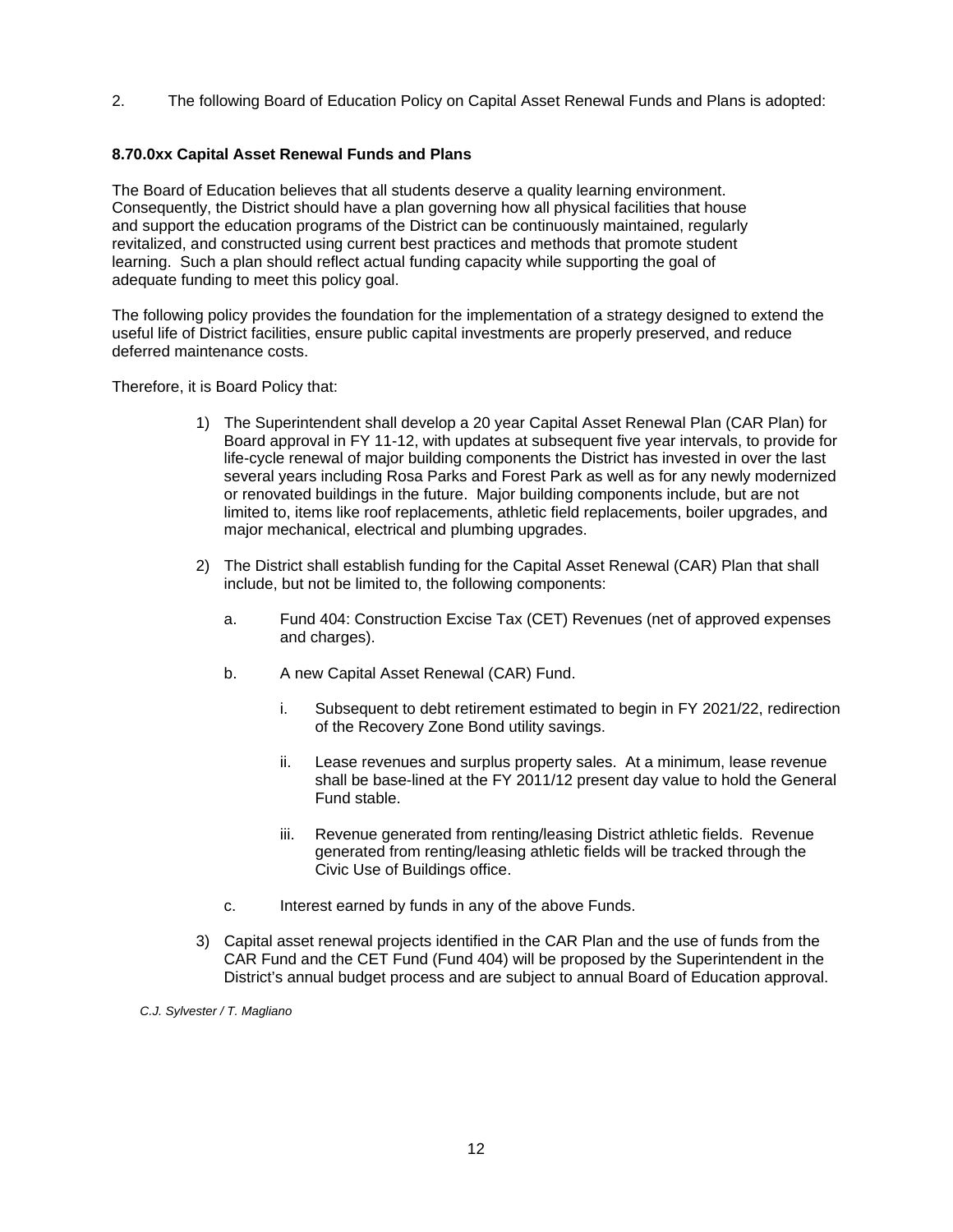2. The following Board of Education Policy on Capital Asset Renewal Funds and Plans is adopted:

**8.70.0xx Capital Asset Renewal Funds and Plans**

The Board of Education believes that all students deserve a quality learning environment. Consequently, the District should have a plan governing how all physical facilities that house and support the education programs of the District can be continuously maintained, regularly revitalized, and constructed using current best practices and methods that promote student learning. Such a plan should reflect actual funding capacity while supporting the goal of adequate funding to meet this policy goal.

The following policy provides the foundation for the implementation of a strategy designed to extend the useful life of District facilities, ensure public capital investments are properly preserved, and reduce deferred maintenance costs.

Therefore, it is Board Policy that:

1) The Superintendent shall develop a 20 year Capital Asset Renewal Plan (CAR Plan) for Board approval in FY 11-12, with updates at subsequent five year intervals, to provide for life-cycle renewal of major building components the District has invested in over the last several years including Rosa Parks and Forest Park as well as for any newly modernized or renovated buildings in the future. Major building components include, but are not limited to, items like roof replacements, athletic field replacements, boiler upgrades, and major mechanical, electrical and plumbing upgrades.

2) The District shall establish funding for the Capital Asset Renewal (CAR) Plan that shall include, but not be limited to, the following components:

   a. Fund 404: Construction Excise Tax (CET) Revenues (net of approved expenses and charges).

   b. A new Capital Asset Renewal (CAR) Fund.

      i. Subsequent to debt retirement estimated to begin in FY 2021/22, redirection of the Recovery Zone Bond utility savings.

      ii. Lease revenues and surplus property sales. At a minimum, lease revenue shall be base-lined at the FY 2011/12 present day value to hold the General Fund stable.

      iii. Revenue generated from renting/leasing District athletic fields. Revenue generated from renting/leasing athletic fields will be tracked through the Civic Use of Buildings office.

   c. Interest earned by funds in any of the above Funds.

3) Capital asset renewal projects identified in the CAR Plan and the use of funds from the CAR Fund and the CET Fund (Fund 404) will be proposed by the Superintendent in the District's annual budget process and are subject to annual Board of Education approval.

*C.J. Sylvester / T. Magliano*